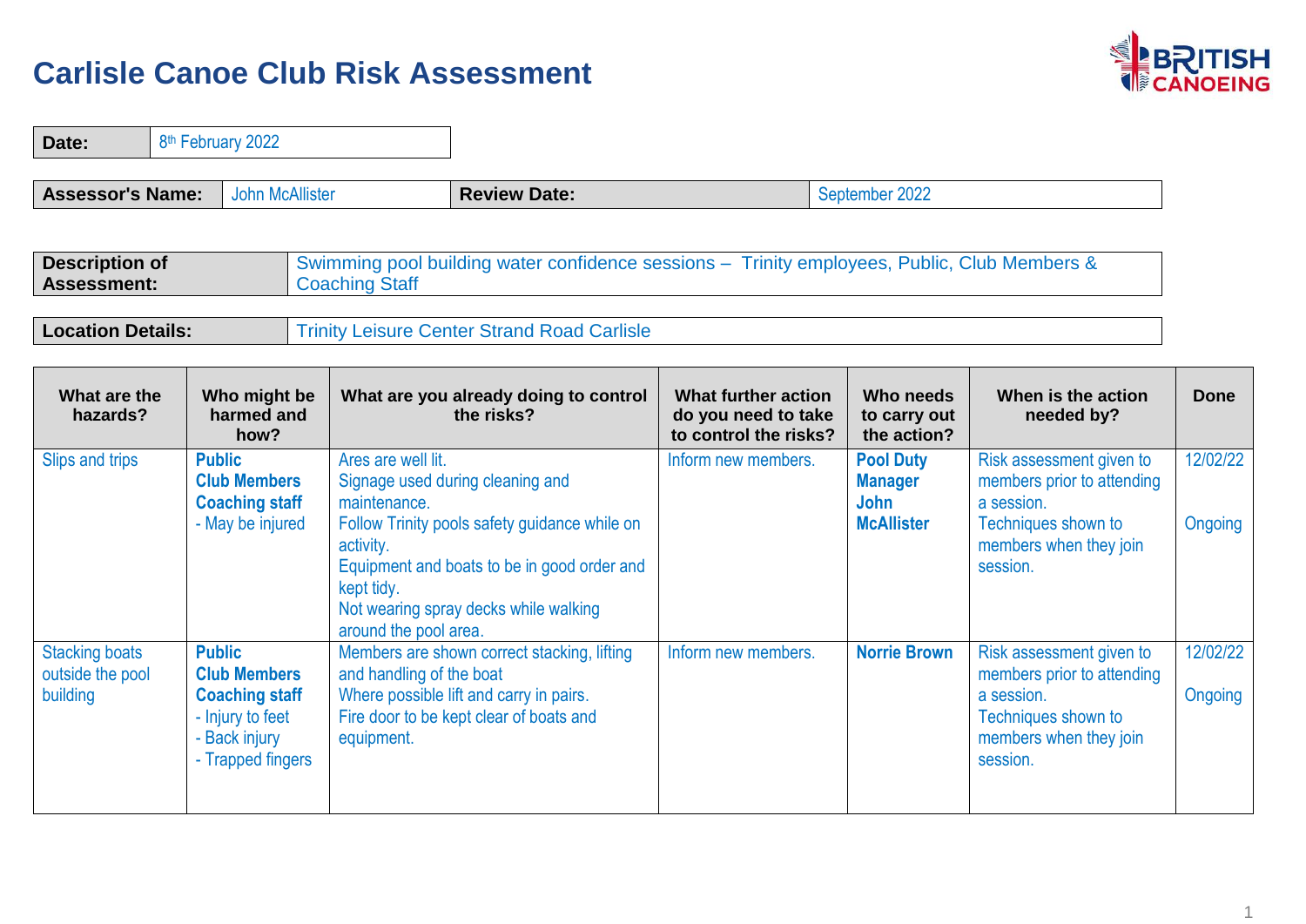# Carlisle Canoe Club Risk Assessment

| Date: | 8th February 2022 |
|---|---|

| Assessor's Name: | John McAllister | Review Date: | September 2022 |
|---|---|---|---|

| Description of Assessment: | Swimming pool building water confidence sessions – Trinity employees, Public, Club Members & Coaching Staff |
|---|---|

| Location Details: | Trinity Leisure Center Strand Road Carlisle |
|---|---|

| What are the hazards? | Who might be harmed and how? | What are you already doing to control the risks? | What further action do you need to take to control the risks? | Who needs to carry out the action? | When is the action needed by? | Done |
|---|---|---|---|---|---|---|
| Slips and trips | **Public**<br>**Club Members**<br>**Coaching staff**<br>- May be injured | Ares are well lit.<br>Signage used during cleaning and maintenance.<br>Follow Trinity pools safety guidance while on activity.<br>Equipment and boats to be in good order and kept tidy.<br>Not wearing spray decks while walking around the pool area. | Inform new members. | **Pool Duty Manager**<br>**John McAllister** | Risk assessment given to members prior to attending a session.<br>Techniques shown to members when they join session. | 12/02/22<br><br>Ongoing |
| Stacking boats outside the pool building | **Public**<br>**Club Members**<br>**Coaching staff**<br>- Injury to feet<br>- Back injury<br>- Trapped fingers | Members are shown correct stacking, lifting and handling of the boat<br>Where possible lift and carry in pairs.<br>Fire door to be kept clear of boats and equipment. | Inform new members. | **Norrie Brown** | Risk assessment given to members prior to attending a session.<br>Techniques shown to members when they join session. | 12/02/22<br><br>Ongoing |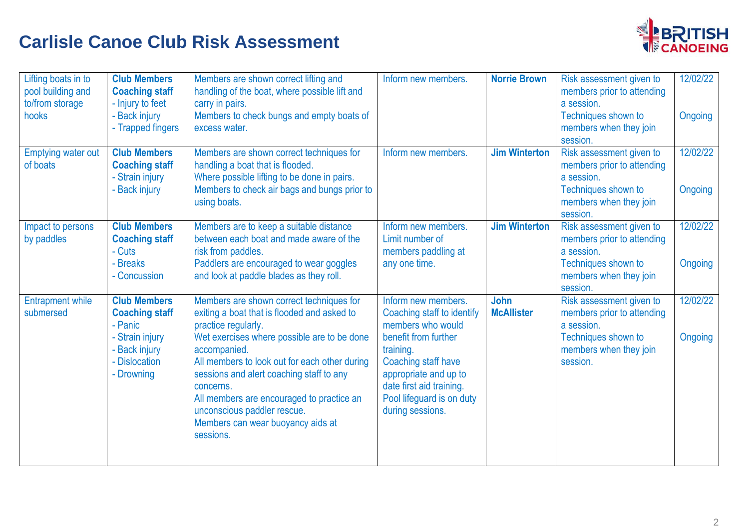# Carlisle Canoe Club Risk Assessment

| | | | | | | |
|---|---|---|---|---|---|---|
| Lifting boats in to pool building and to/from storage hooks | **Club Members** **Coaching staff** - Injury to feet - Back injury - Trapped fingers | Members are shown correct lifting and handling of the boat, where possible lift and carry in pairs. Members to check bungs and empty boats of excess water. | Inform new members. | **Norrie Brown** | Risk assessment given to members prior to attending a session. Techniques shown to members when they join session. | 12/02/22 Ongoing |
| Emptying water out of boats | **Club Members** **Coaching staff** - Strain injury - Back injury | Members are shown correct techniques for handling a boat that is flooded. Where possible lifting to be done in pairs. Members to check air bags and bungs prior to using boats. | Inform new members. | **Jim Winterton** | Risk assessment given to members prior to attending a session. Techniques shown to members when they join session. | 12/02/22 Ongoing |
| Impact to persons by paddles | **Club Members** **Coaching staff** - Cuts - Breaks - Concussion | Members are to keep a suitable distance between each boat and made aware of the risk from paddles. Paddlers are encouraged to wear goggles and look at paddle blades as they roll. | Inform new members. Limit number of members paddling at any one time. | **Jim Winterton** | Risk assessment given to members prior to attending a session. Techniques shown to members when they join session. | 12/02/22 Ongoing |
| Entrapment while submersed | **Club Members** **Coaching staff** - Panic - Strain injury - Back injury - Dislocation - Drowning | Members are shown correct techniques for exiting a boat that is flooded and asked to practice regularly. Wet exercises where possible are to be done accompanied. All members to look out for each other during sessions and alert coaching staff to any concerns. All members are encouraged to practice an unconscious paddler rescue. Members can wear buoyancy aids at sessions. | Inform new members. Coaching staff to identify members who would benefit from further training. Coaching staff have appropriate and up to date first aid training. Pool lifeguard is on duty during sessions. | **John McAllister** | Risk assessment given to members prior to attending a session. Techniques shown to members when they join session. | 12/02/22 Ongoing |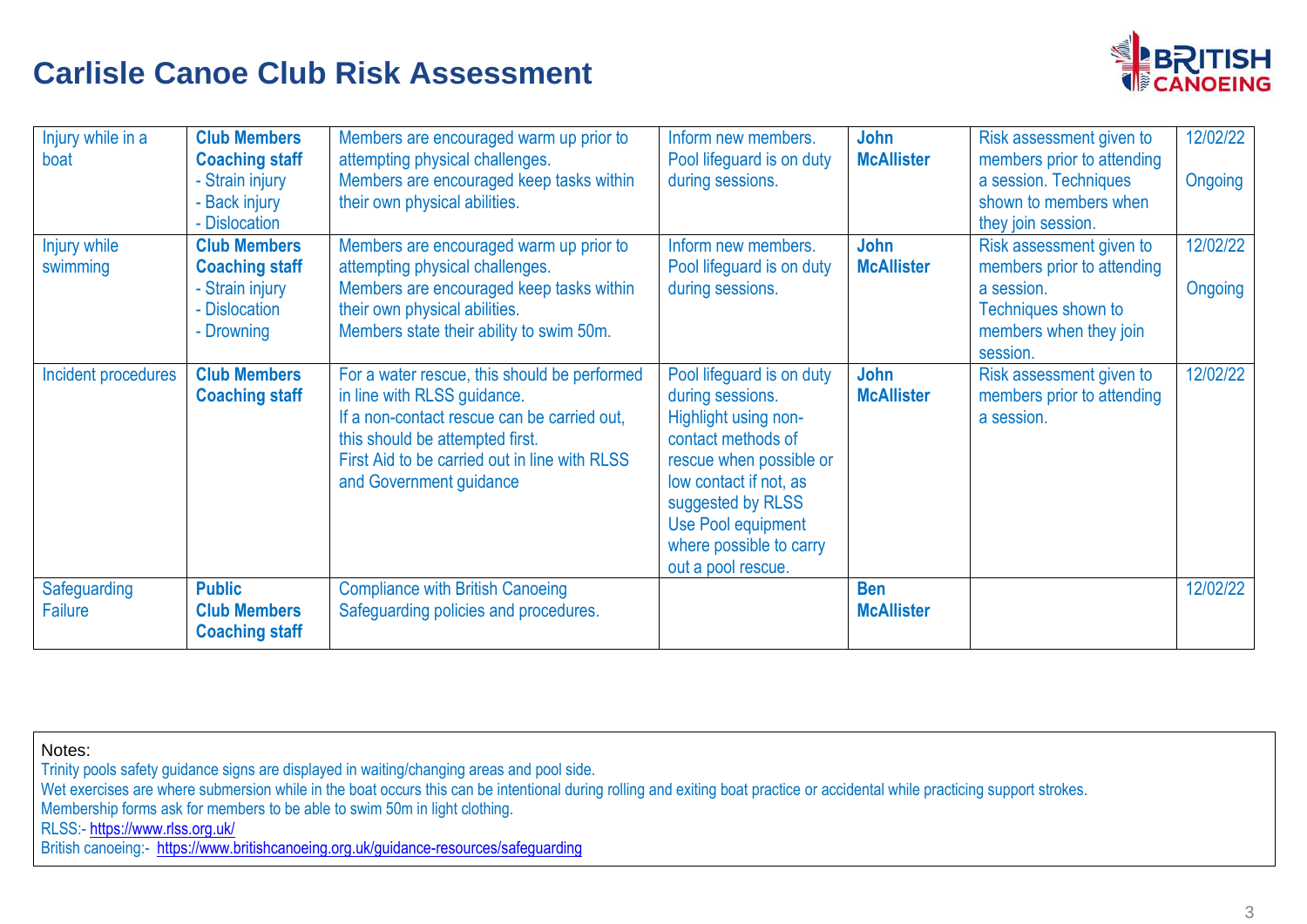# Carlisle Canoe Club Risk Assessment

| | | | | | | |
|---|---|---|---|---|---|---|
| Injury while in a boat | **Club Members** **Coaching staff** - Strain injury - Back injury - Dislocation | Members are encouraged warm up prior to attempting physical challenges. Members are encouraged keep tasks within their own physical abilities. | Inform new members. Pool lifeguard is on duty during sessions. | **John McAllister** | Risk assessment given to members prior to attending a session. Techniques shown to members when they join session. | 12/02/22 Ongoing |
| Injury while swimming | **Club Members** **Coaching staff** - Strain injury - Dislocation - Drowning | Members are encouraged warm up prior to attempting physical challenges. Members are encouraged keep tasks within their own physical abilities. Members state their ability to swim 50m. | Inform new members. Pool lifeguard is on duty during sessions. | **John McAllister** | Risk assessment given to members prior to attending a session. Techniques shown to members when they join session. | 12/02/22 Ongoing |
| Incident procedures | **Club Members** **Coaching staff** | For a water rescue, this should be performed in line with RLSS guidance. If a non-contact rescue can be carried out, this should be attempted first. First Aid to be carried out in line with RLSS and Government guidance | Pool lifeguard is on duty during sessions. Highlight using non-contact methods of rescue when possible or low contact if not, as suggested by RLSS Use Pool equipment where possible to carry out a pool rescue. | **John McAllister** | Risk assessment given to members prior to attending a session. | 12/02/22 |
| Safeguarding Failure | **Public** **Club Members** **Coaching staff** | Compliance with British Canoeing Safeguarding policies and procedures. | | **Ben McAllister** | | 12/02/22 |

Notes:
Trinity pools safety guidance signs are displayed in waiting/changing areas and pool side.
Wet exercises are where submersion while in the boat occurs this can be intentional during rolling and exiting boat practice or accidental while practicing support strokes.
Membership forms ask for members to be able to swim 50m in light clothing.
RLSS:- https://www.rlss.org.uk/
British canoeing:- https://www.britishcanoeing.org.uk/guidance-resources/safeguarding